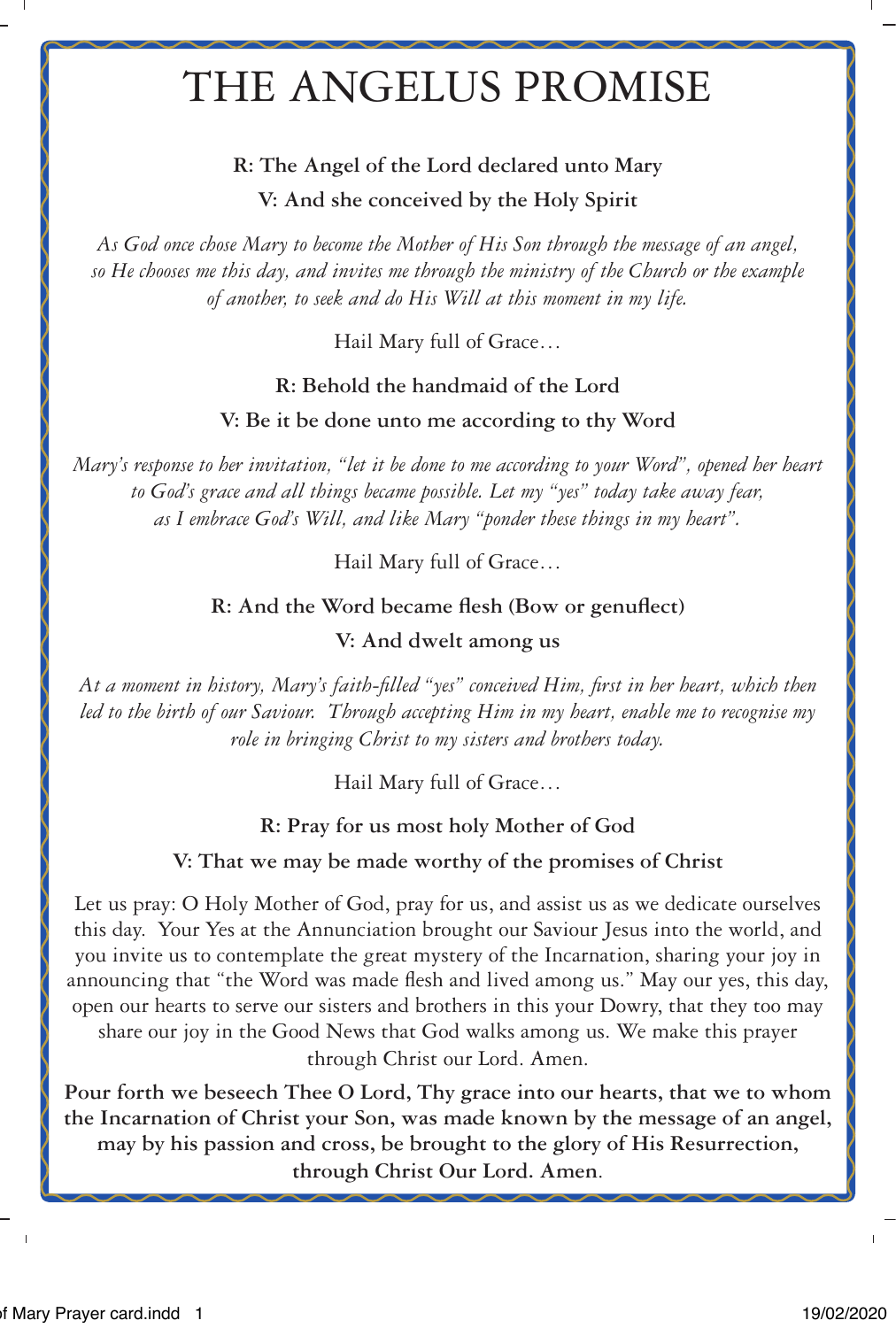# THE ANGELUS PROMISE

**R: The Angel of the Lord declared unto Mary**

**V: And she conceived by the Holy Spirit**

*As God once chose Mary to become the Mother of His Son through the message of an angel, so He chooses me this day, and invites me through the ministry of the Church or the example of another, to seek and do His Will at this moment in my life.*

Hail Mary full of Grace…

**R: Behold the handmaid of the Lord**

**V: Be it be done unto me according to thy Word**

*Mary's response to her invitation, "let it be done to me according to your Word", opened her heart to God's grace and all things became possible. Let my "yes" today take away fear, as I embrace God's Will, and like Mary "ponder these things in my heart".*

Hail Mary full of Grace…

**R: And the Word became flesh (Bow or genuflect)**

**V: And dwelt among us**

*At a moment in history, Mary's faith-filled "yes" conceived Him, first in her heart, which then led to the birth of our Saviour. Through accepting Him in my heart, enable me to recognise my role in bringing Christ to my sisters and brothers today.*

Hail Mary full of Grace…

**R: Pray for us most holy Mother of God**

**V: That we may be made worthy of the promises of Christ**

Let us pray: O Holy Mother of God, pray for us, and assist us as we dedicate ourselves this day. Your Yes at the Annunciation brought our Saviour Jesus into the world, and you invite us to contemplate the great mystery of the Incarnation, sharing your joy in announcing that "the Word was made flesh and lived among us." May our yes, this day, open our hearts to serve our sisters and brothers in this your Dowry, that they too may share our joy in the Good News that God walks among us. We make this prayer through Christ our Lord. Amen.

**Pour forth we beseech Thee O Lord, Thy grace into our hearts, that we to whom the Incarnation of Christ your Son, was made known by the message of an angel, may by his passion and cross, be brought to the glory of His Resurrection, through Christ Our Lord. Amen**.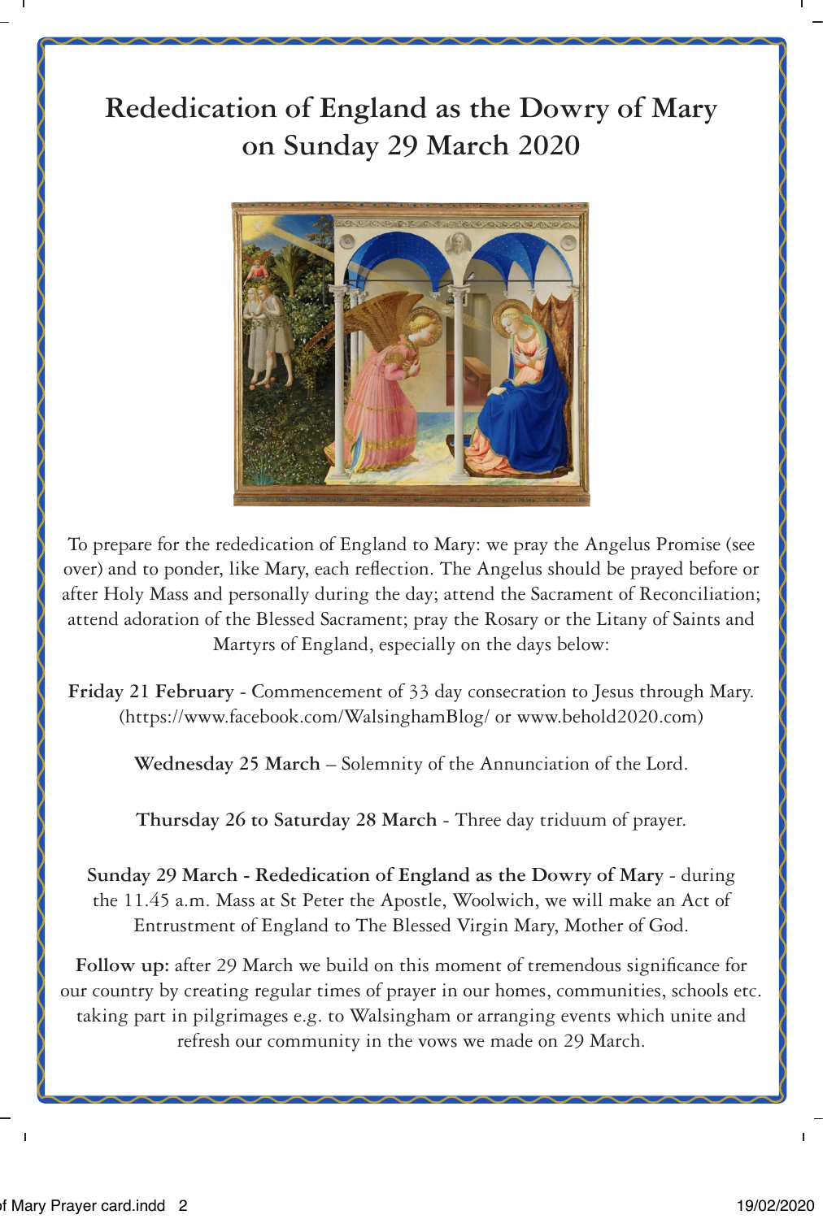# Rededication of England as the Dowry of Mary on Sunday 29 March 2020

To prepare for the rededication of England to Mary: we pray the Angelus Promise (see over) and to ponder, like Mary, each reflection. The Angelus should be prayed before or after Holy Mass and personally during the day; attend the Sacrament of Reconciliation; attend adoration of the Blessed Sacrament; pray the Rosary or the Litany of Saints and Martyrs of England, especially on the days below:

**Friday 21 February** - Commencement of 33 day consecration to Jesus through Mary. (https://www.facebook.com/WalsinghamBlog/ or www.behold2020.com)

**Wednesday 25 March** – Solemnity of the Annunciation of the Lord.

**Thursday 26 to Saturday 28 March** - Three day triduum of prayer.

**Sunday 29 March - Rededication of England as the Dowry of Mary** - during the 11.45 a.m. Mass at St Peter the Apostle, Woolwich, we will make an Act of Entrustment of England to The Blessed Virgin Mary, Mother of God.

**Follow up:** after 29 March we build on this moment of tremendous significance for our country by creating regular times of prayer in our homes, communities, schools etc. taking part in pilgrimages e.g. to Walsingham or arranging events which unite and refresh our community in the vows we made on 29 March.